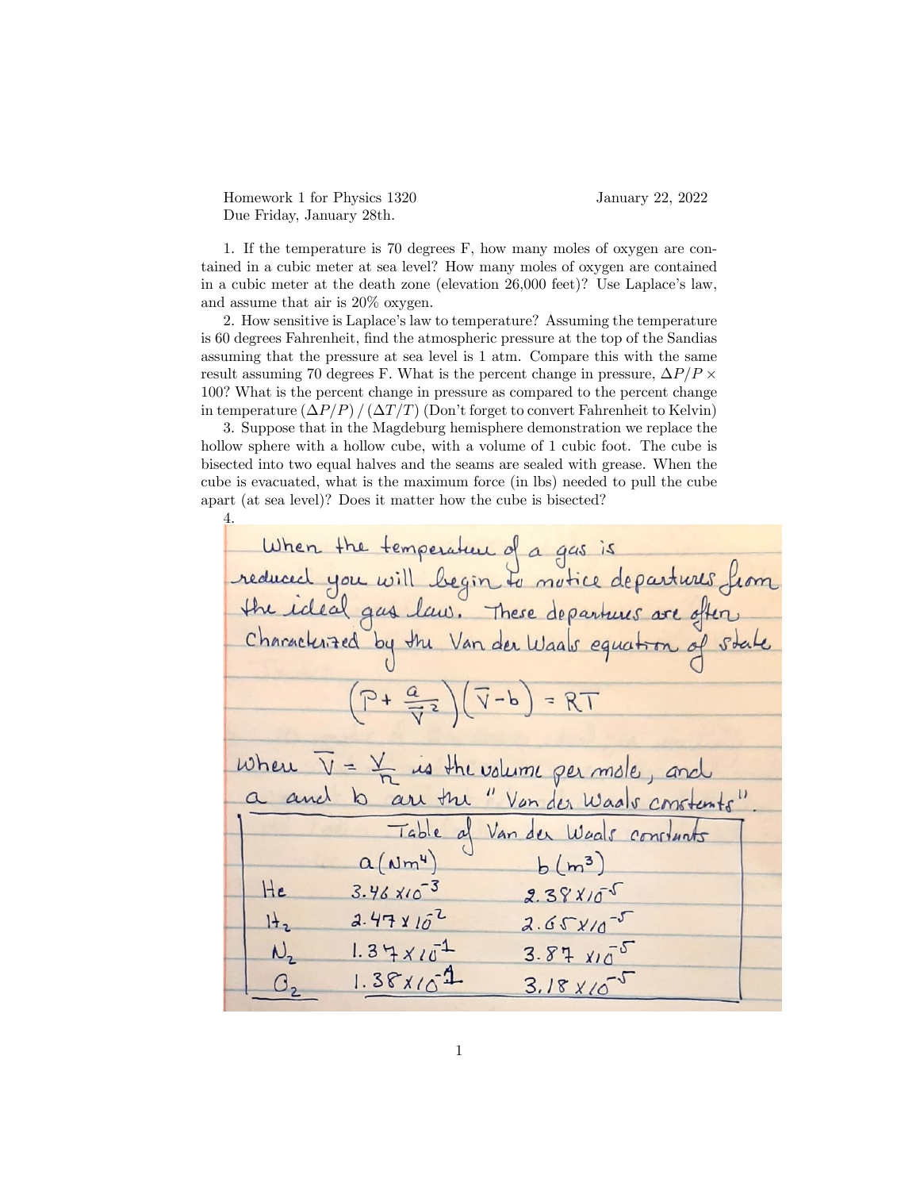Homework 1 for Physics 1320 January 22, 2022

Due Friday, January 28th.

1. If the temperature is 70 degrees F, how many moles of oxygen are contained in a cubic meter at sea level? How many moles of oxygen are contained in a cubic meter at the death zone (elevation 26,000 feet)? Use Laplace's law, and assume that air is 20% oxygen.

2. How sensitive is Laplace's law to temperature? Assuming the temperature is 60 degrees Fahrenheit, find the atmospheric pressure at the top of the Sandias assuming that the pressure at sea level is 1 atm. Compare this with the same result assuming 70 degrees F. What is the percent change in pressure, $\Delta P/P \times 100$? What is the percent change in pressure as compared to the percent change in temperature $(\Delta P/P)/(\Delta T/T)$ (Don't forget to convert Fahrenheit to Kelvin)

3. Suppose that in the Magdeburg hemisphere demonstration we replace the hollow sphere with a hollow cube, with a volume of 1 cubic foot. The cube is bisected into two equal halves and the seams are sealed with grease. When the cube is evacuated, what is the maximum force (in lbs) needed to pull the cube apart (at sea level)? Does it matter how the cube is bisected?

4. When the temperature of a gas is reduced you will begin to notice departures from the ideal gas law. These departures are often characterized by the Van der Waals equation of state

$$\left(P + \frac{a}{\bar{V}^2}\right)\left(\bar{V} - b\right) = RT$$

where $\bar{V} = \frac{V}{n}$ is the volume per mole, and $a$ and $b$ are the "Van der Waals constants".

Table of Van der Waals constants

| | $a$ ($Nm^4$) | $b$ ($m^3$) |
|---|---|---|
| He | $3.46 \times 10^{-3}$ | $2.38 \times 10^{-5}$ |
| $H_2$ | $2.47 \times 10^{-2}$ | $2.65 \times 10^{-5}$ |
| $N_2$ | $1.37 \times 10^{-1}$ | $3.87 \times 10^{-5}$ |
| $O_2$ | $1.38 \times 10^{-1}$ | $3.18 \times 10^{-5}$ |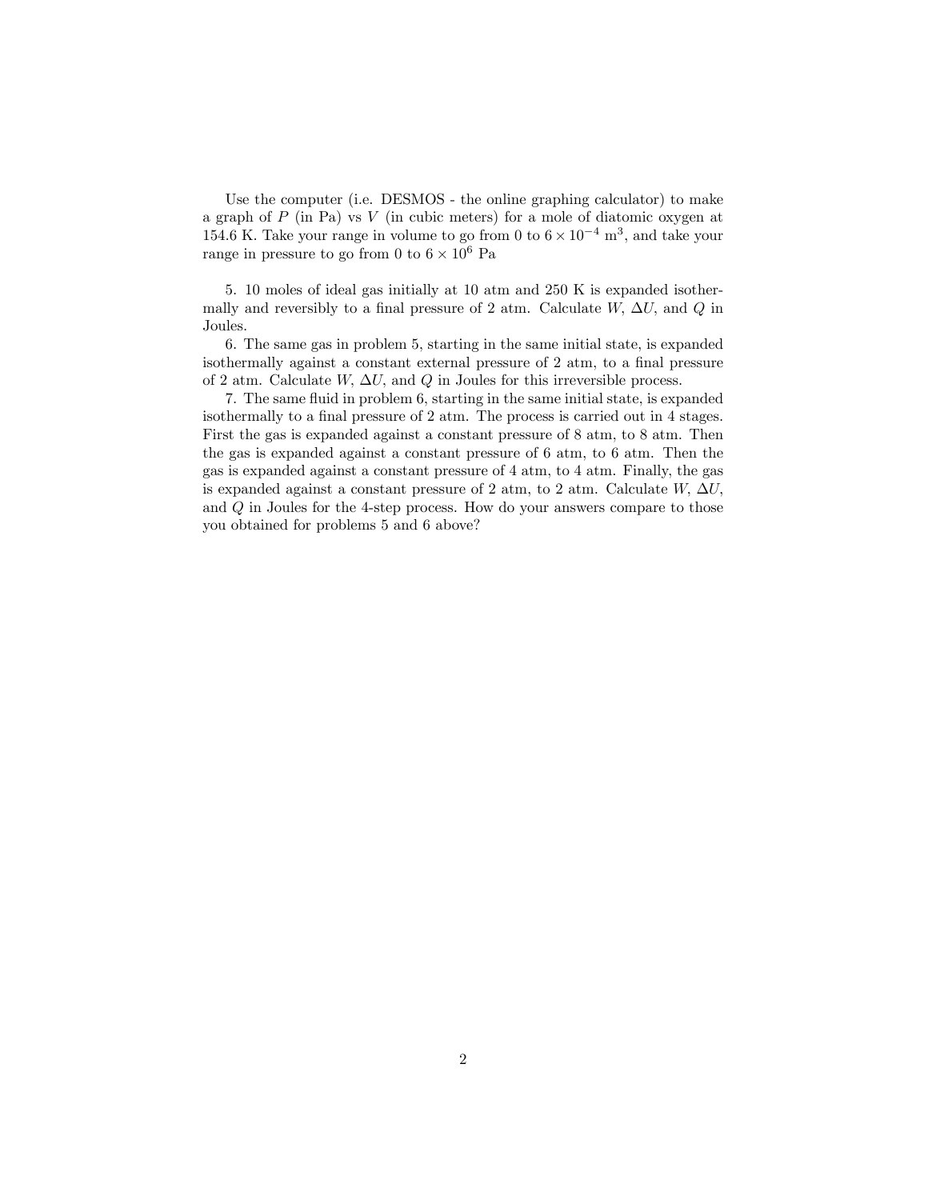Use the computer (i.e. DESMOS - the online graphing calculator) to make a graph of $P$ (in Pa) vs $V$ (in cubic meters) for a mole of diatomic oxygen at 154.6 K. Take your range in volume to go from 0 to $6 \times 10^{-4}$ m$^3$, and take your range in pressure to go from 0 to $6 \times 10^6$ Pa

5. 10 moles of ideal gas initially at 10 atm and 250 K is expanded isothermally and reversibly to a final pressure of 2 atm. Calculate $W$, $\Delta U$, and $Q$ in Joules.

6. The same gas in problem 5, starting in the same initial state, is expanded isothermally against a constant external pressure of 2 atm, to a final pressure of 2 atm. Calculate $W$, $\Delta U$, and $Q$ in Joules for this irreversible process.

7. The same fluid in problem 6, starting in the same initial state, is expanded isothermally to a final pressure of 2 atm. The process is carried out in 4 stages. First the gas is expanded against a constant pressure of 8 atm, to 8 atm. Then the gas is expanded against a constant pressure of 6 atm, to 6 atm. Then the gas is expanded against a constant pressure of 4 atm, to 4 atm. Finally, the gas is expanded against a constant pressure of 2 atm, to 2 atm. Calculate $W$, $\Delta U$, and $Q$ in Joules for the 4-step process. How do your answers compare to those you obtained for problems 5 and 6 above?